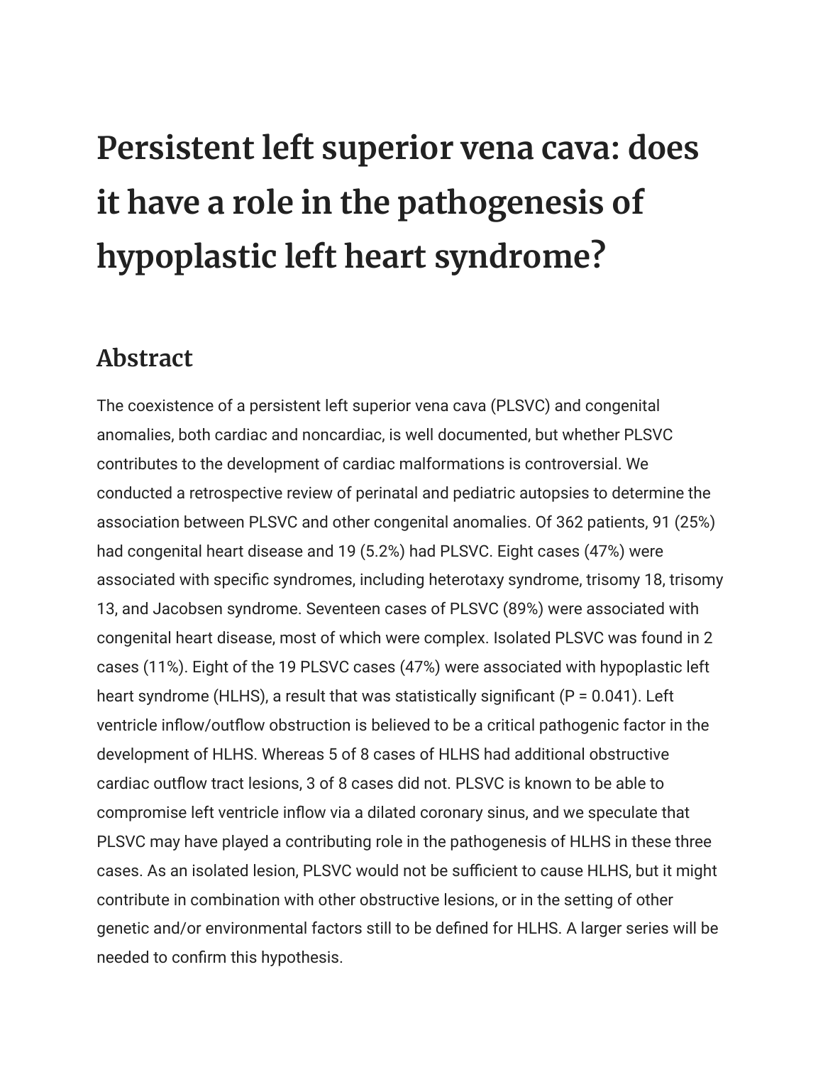# Persistent left superior vena cava: does it have a role in the pathogenesis of hypoplastic left heart syndrome?

## Abstract

The coexistence of a persistent left superior vena cava (PLSVC) and congenital anomalies, both cardiac and noncardiac, is well documented, but whether PLSVC contributes to the development of cardiac malformations is controversial. We conducted a retrospective review of perinatal and pediatric autopsies to determine the association between PLSVC and other congenital anomalies. Of 362 patients, 91 (25%) had congenital heart disease and 19 (5.2%) had PLSVC. Eight cases (47%) were associated with specific syndromes, including heterotaxy syndrome, trisomy 18, trisomy 13, and Jacobsen syndrome. Seventeen cases of PLSVC (89%) were associated with congenital heart disease, most of which were complex. Isolated PLSVC was found in 2 cases (11%). Eight of the 19 PLSVC cases (47%) were associated with hypoplastic left heart syndrome (HLHS), a result that was statistically significant ($P = 0.041$). Left ventricle inflow/outflow obstruction is believed to be a critical pathogenic factor in the development of HLHS. Whereas 5 of 8 cases of HLHS had additional obstructive cardiac outflow tract lesions, 3 of 8 cases did not. PLSVC is known to be able to compromise left ventricle inflow via a dilated coronary sinus, and we speculate that PLSVC may have played a contributing role in the pathogenesis of HLHS in these three cases. As an isolated lesion, PLSVC would not be sufficient to cause HLHS, but it might contribute in combination with other obstructive lesions, or in the setting of other genetic and/or environmental factors still to be defined for HLHS. A larger series will be needed to confirm this hypothesis.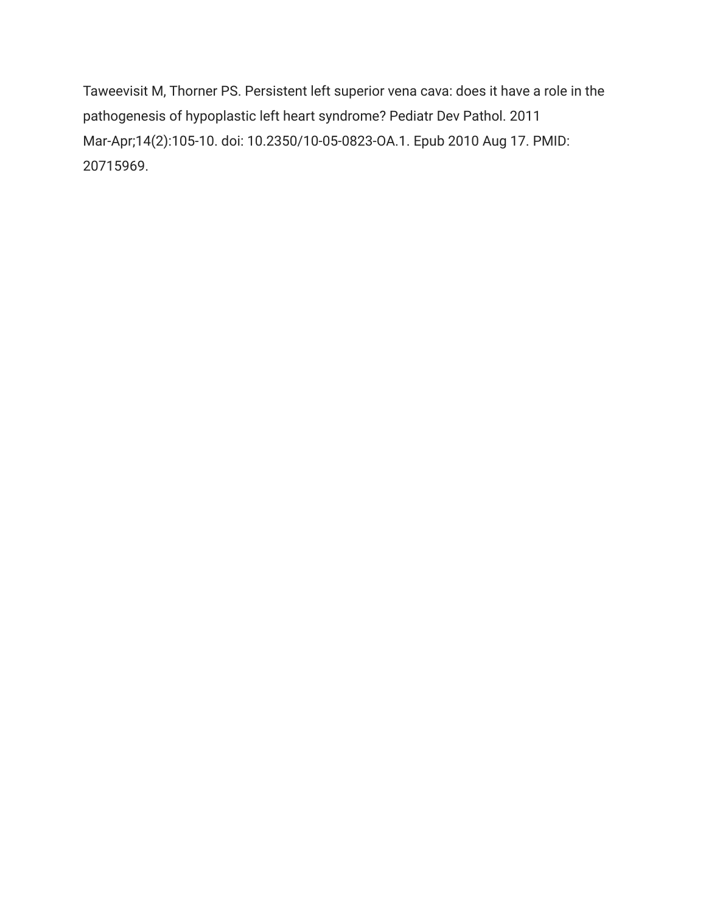Taweevisit M, Thorner PS. Persistent left superior vena cava: does it have a role in the pathogenesis of hypoplastic left heart syndrome? Pediatr Dev Pathol. 2011 Mar-Apr;14(2):105-10. doi: 10.2350/10-05-0823-OA.1. Epub 2010 Aug 17. PMID: 20715969.